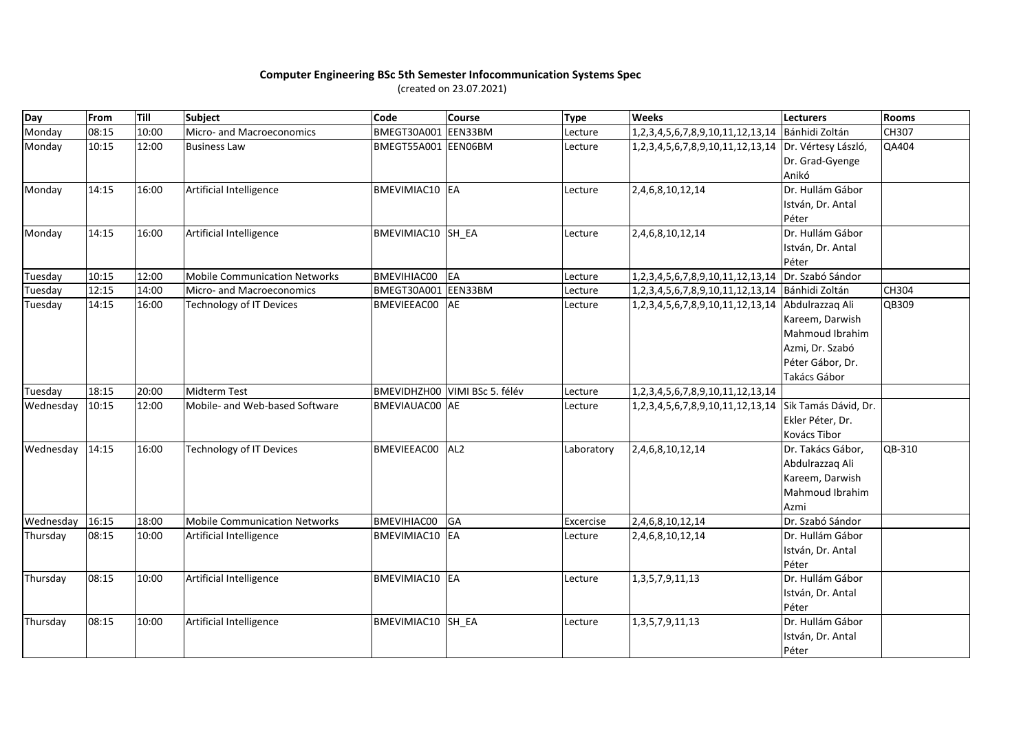**Computer Engineering BSc 5th Semester Infocommunication Systems Spec**

(created on 23.07.2021)

| Day | From | Till | Subject | Code | Course | Type | Weeks | Lecturers | Rooms |
|---|---|---|---|---|---|---|---|---|---|
| Monday | 08:15 | 10:00 | Micro- and Macroeconomics | BMEGT30A001 | EEN33BM | Lecture | 1,2,3,4,5,6,7,8,9,10,11,12,13,14 | Bánhidi Zoltán | CH307 |
| Monday | 10:15 | 12:00 | Business Law | BMEGT55A001 | EEN06BM | Lecture | 1,2,3,4,5,6,7,8,9,10,11,12,13,14 | Dr. Vértesy László, Dr. Grad-Gyenge Anikó | QA404 |
| Monday | 14:15 | 16:00 | Artificial Intelligence | BMEVIMIAC10 | EA | Lecture | 2,4,6,8,10,12,14 | Dr. Hullám Gábor István, Dr. Antal Péter | |
| Monday | 14:15 | 16:00 | Artificial Intelligence | BMEVIMIAC10 | SH_EA | Lecture | 2,4,6,8,10,12,14 | Dr. Hullám Gábor István, Dr. Antal Péter | |
| Tuesday | 10:15 | 12:00 | Mobile Communication Networks | BMEVIHIAC00 | EA | Lecture | 1,2,3,4,5,6,7,8,9,10,11,12,13,14 | Dr. Szabó Sándor | |
| Tuesday | 12:15 | 14:00 | Micro- and Macroeconomics | BMEGT30A001 | EEN33BM | Lecture | 1,2,3,4,5,6,7,8,9,10,11,12,13,14 | Bánhidi Zoltán | CH304 |
| Tuesday | 14:15 | 16:00 | Technology of IT Devices | BMEVIEEAC00 | AE | Lecture | 1,2,3,4,5,6,7,8,9,10,11,12,13,14 | Abdulrazzaq Ali Kareem, Darwish Mahmoud Ibrahim Azmi, Dr. Szabó Péter Gábor, Dr. Takács Gábor | QB309 |
| Tuesday | 18:15 | 20:00 | Midterm Test | BMEVIDHZH00 | VIMI BSc 5. félév | Lecture | 1,2,3,4,5,6,7,8,9,10,11,12,13,14 | | |
| Wednesday | 10:15 | 12:00 | Mobile- and Web-based Software | BMEVIAUAC00 | AE | Lecture | 1,2,3,4,5,6,7,8,9,10,11,12,13,14 | Sik Tamás Dávid, Dr. Ekler Péter, Dr. Kovács Tibor | |
| Wednesday | 14:15 | 16:00 | Technology of IT Devices | BMEVIEEAC00 | AL2 | Laboratory | 2,4,6,8,10,12,14 | Dr. Takács Gábor, Abdulrazzaq Ali Kareem, Darwish Mahmoud Ibrahim Azmi | QB-310 |
| Wednesday | 16:15 | 18:00 | Mobile Communication Networks | BMEVIHIAC00 | GA | Excercise | 2,4,6,8,10,12,14 | Dr. Szabó Sándor | |
| Thursday | 08:15 | 10:00 | Artificial Intelligence | BMEVIMIAC10 | EA | Lecture | 2,4,6,8,10,12,14 | Dr. Hullám Gábor István, Dr. Antal Péter | |
| Thursday | 08:15 | 10:00 | Artificial Intelligence | BMEVIMIAC10 | EA | Lecture | 1,3,5,7,9,11,13 | Dr. Hullám Gábor István, Dr. Antal Péter | |
| Thursday | 08:15 | 10:00 | Artificial Intelligence | BMEVIMIAC10 | SH_EA | Lecture | 1,3,5,7,9,11,13 | Dr. Hullám Gábor István, Dr. Antal Péter | |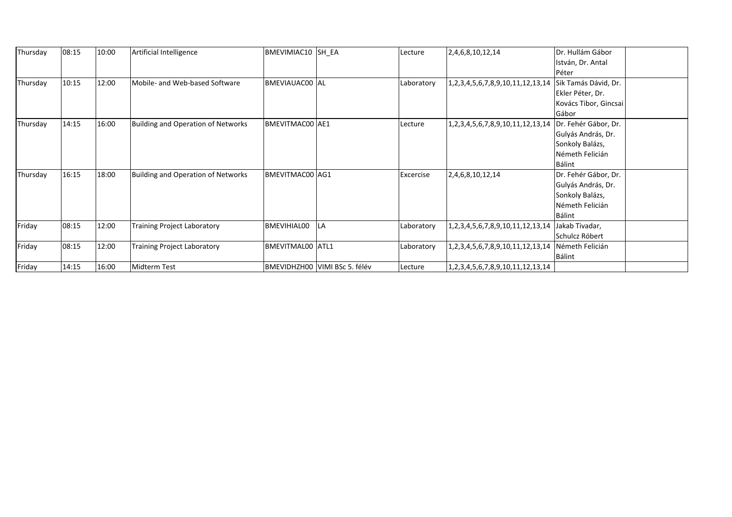| | | | | | | | | | |
|---|---|---|---|---|---|---|---|---|---|
| Thursday | 08:15 | 10:00 | Artificial Intelligence | BMEVIMIAC10 | SH_EA | Lecture | 2,4,6,8,10,12,14 | Dr. Hullám Gábor István, Dr. Antal Péter | |
| Thursday | 10:15 | 12:00 | Mobile- and Web-based Software | BMEVIAUAC00 | AL | Laboratory | 1,2,3,4,5,6,7,8,9,10,11,12,13,14 | Sik Tamás Dávid, Dr. Ekler Péter, Dr. Kovács Tibor, Gincsai Gábor | |
| Thursday | 14:15 | 16:00 | Building and Operation of Networks | BMEVITMAC00 | AE1 | Lecture | 1,2,3,4,5,6,7,8,9,10,11,12,13,14 | Dr. Fehér Gábor, Dr. Gulyás András, Dr. Sonkoly Balázs, Németh Felicián Bálint | |
| Thursday | 16:15 | 18:00 | Building and Operation of Networks | BMEVITMAC00 | AG1 | Excercise | 2,4,6,8,10,12,14 | Dr. Fehér Gábor, Dr. Gulyás András, Dr. Sonkoly Balázs, Németh Felicián Bálint | |
| Friday | 08:15 | 12:00 | Training Project Laboratory | BMEVIHIAL00 | LA | Laboratory | 1,2,3,4,5,6,7,8,9,10,11,12,13,14 | Jakab Tivadar, Schulcz Róbert | |
| Friday | 08:15 | 12:00 | Training Project Laboratory | BMEVITMAL00 | ATL1 | Laboratory | 1,2,3,4,5,6,7,8,9,10,11,12,13,14 | Németh Felicián Bálint | |
| Friday | 14:15 | 16:00 | Midterm Test | BMEVIDHZH00 | VIMI BSc 5. félév | Lecture | 1,2,3,4,5,6,7,8,9,10,11,12,13,14 | | |